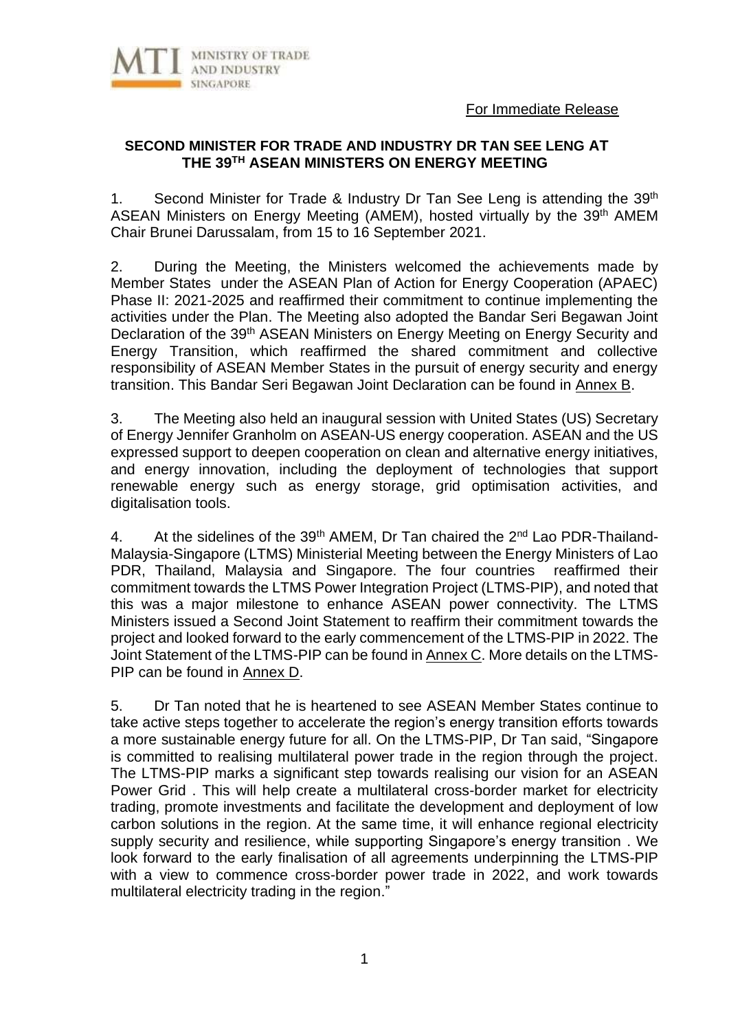MTI MINISTRY OF TRADE AND INDUSTRY SINGAPORE

For Immediate Release

**SECOND MINISTER FOR TRADE AND INDUSTRY DR TAN SEE LENG AT THE 39TH ASEAN MINISTERS ON ENERGY MEETING**

1. Second Minister for Trade & Industry Dr Tan See Leng is attending the 39th ASEAN Ministers on Energy Meeting (AMEM), hosted virtually by the 39th AMEM Chair Brunei Darussalam, from 15 to 16 September 2021.

2. During the Meeting, the Ministers welcomed the achievements made by Member States under the ASEAN Plan of Action for Energy Cooperation (APAEC) Phase II: 2021-2025 and reaffirmed their commitment to continue implementing the activities under the Plan. The Meeting also adopted the Bandar Seri Begawan Joint Declaration of the 39th ASEAN Ministers on Energy Meeting on Energy Security and Energy Transition, which reaffirmed the shared commitment and collective responsibility of ASEAN Member States in the pursuit of energy security and energy transition. This Bandar Seri Begawan Joint Declaration can be found in Annex B.

3. The Meeting also held an inaugural session with United States (US) Secretary of Energy Jennifer Granholm on ASEAN-US energy cooperation. ASEAN and the US expressed support to deepen cooperation on clean and alternative energy initiatives, and energy innovation, including the deployment of technologies that support renewable energy such as energy storage, grid optimisation activities, and digitalisation tools.

4. At the sidelines of the 39th AMEM, Dr Tan chaired the 2nd Lao PDR-Thailand-Malaysia-Singapore (LTMS) Ministerial Meeting between the Energy Ministers of Lao PDR, Thailand, Malaysia and Singapore. The four countries reaffirmed their commitment towards the LTMS Power Integration Project (LTMS-PIP), and noted that this was a major milestone to enhance ASEAN power connectivity. The LTMS Ministers issued a Second Joint Statement to reaffirm their commitment towards the project and looked forward to the early commencement of the LTMS-PIP in 2022. The Joint Statement of the LTMS-PIP can be found in Annex C. More details on the LTMS-PIP can be found in Annex D.

5. Dr Tan noted that he is heartened to see ASEAN Member States continue to take active steps together to accelerate the region's energy transition efforts towards a more sustainable energy future for all. On the LTMS-PIP, Dr Tan said, "Singapore is committed to realising multilateral power trade in the region through the project. The LTMS-PIP marks a significant step towards realising our vision for an ASEAN Power Grid . This will help create a multilateral cross-border market for electricity trading, promote investments and facilitate the development and deployment of low carbon solutions in the region. At the same time, it will enhance regional electricity supply security and resilience, while supporting Singapore's energy transition . We look forward to the early finalisation of all agreements underpinning the LTMS-PIP with a view to commence cross-border power trade in 2022, and work towards multilateral electricity trading in the region."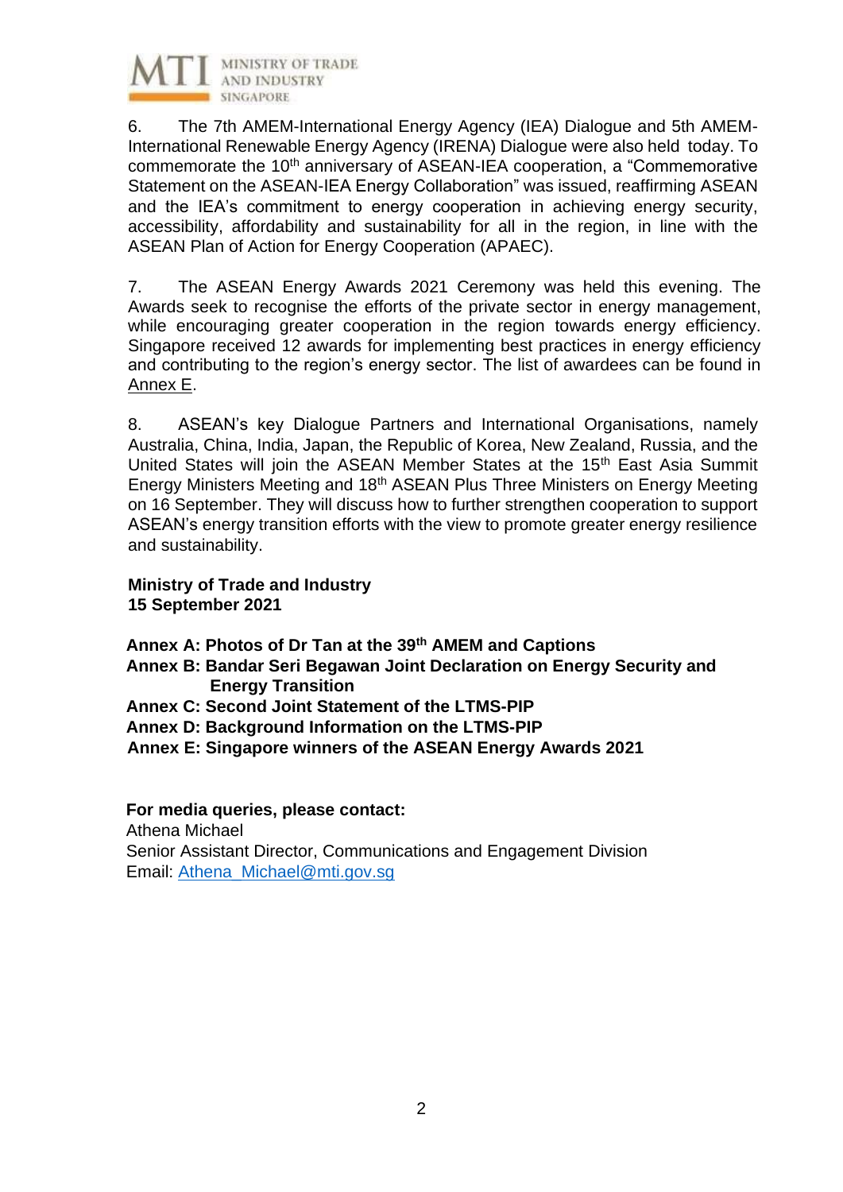6. The 7th AMEM-International Energy Agency (IEA) Dialogue and 5th AMEM-International Renewable Energy Agency (IRENA) Dialogue were also held today. To commemorate the 10th anniversary of ASEAN-IEA cooperation, a "Commemorative Statement on the ASEAN-IEA Energy Collaboration" was issued, reaffirming ASEAN and the IEA's commitment to energy cooperation in achieving energy security, accessibility, affordability and sustainability for all in the region, in line with the ASEAN Plan of Action for Energy Cooperation (APAEC).

7. The ASEAN Energy Awards 2021 Ceremony was held this evening. The Awards seek to recognise the efforts of the private sector in energy management, while encouraging greater cooperation in the region towards energy efficiency. Singapore received 12 awards for implementing best practices in energy efficiency and contributing to the region's energy sector. The list of awardees can be found in Annex E.

8. ASEAN's key Dialogue Partners and International Organisations, namely Australia, China, India, Japan, the Republic of Korea, New Zealand, Russia, and the United States will join the ASEAN Member States at the 15th East Asia Summit Energy Ministers Meeting and 18th ASEAN Plus Three Ministers on Energy Meeting on 16 September. They will discuss how to further strengthen cooperation to support ASEAN's energy transition efforts with the view to promote greater energy resilience and sustainability.

**Ministry of Trade and Industry**
**15 September 2021**

**Annex A: Photos of Dr Tan at the 39th AMEM and Captions**
**Annex B: Bandar Seri Begawan Joint Declaration on Energy Security and Energy Transition**
**Annex C: Second Joint Statement of the LTMS-PIP**
**Annex D: Background Information on the LTMS-PIP**
**Annex E: Singapore winners of the ASEAN Energy Awards 2021**

**For media queries, please contact:**
Athena Michael
Senior Assistant Director, Communications and Engagement Division
Email: Athena_Michael@mti.gov.sg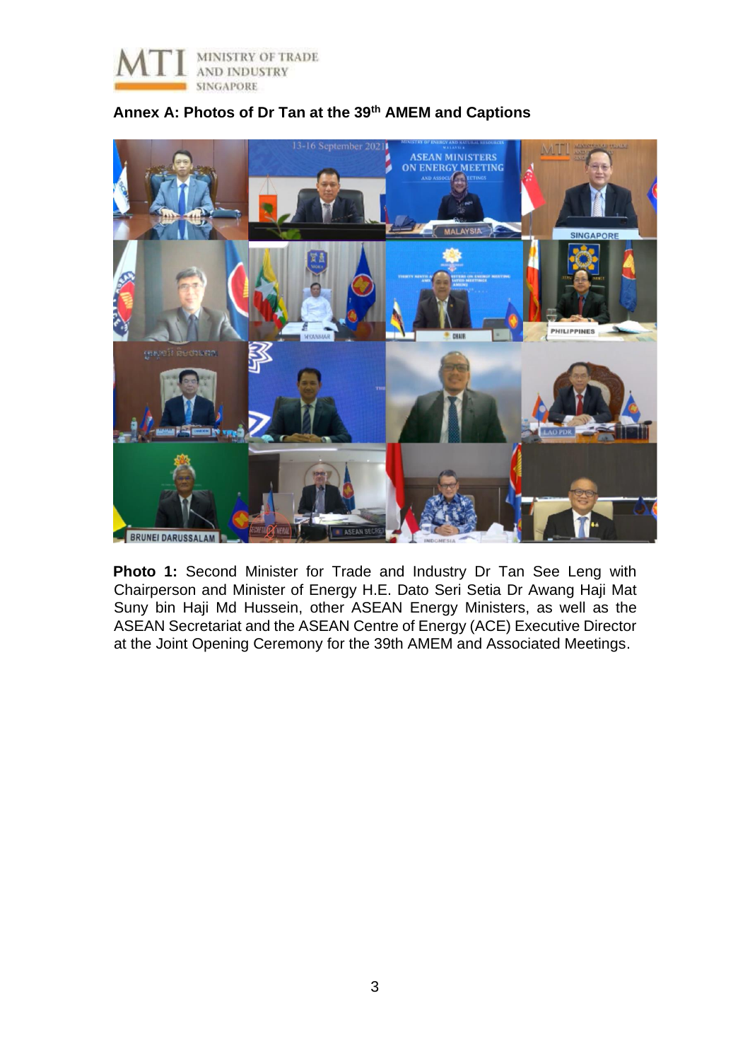**Annex A: Photos of Dr Tan at the 39th AMEM and Captions**

**Photo 1:** Second Minister for Trade and Industry Dr Tan See Leng with Chairperson and Minister of Energy H.E. Dato Seri Setia Dr Awang Haji Mat Suny bin Haji Md Hussein, other ASEAN Energy Ministers, as well as the ASEAN Secretariat and the ASEAN Centre of Energy (ACE) Executive Director at the Joint Opening Ceremony for the 39th AMEM and Associated Meetings.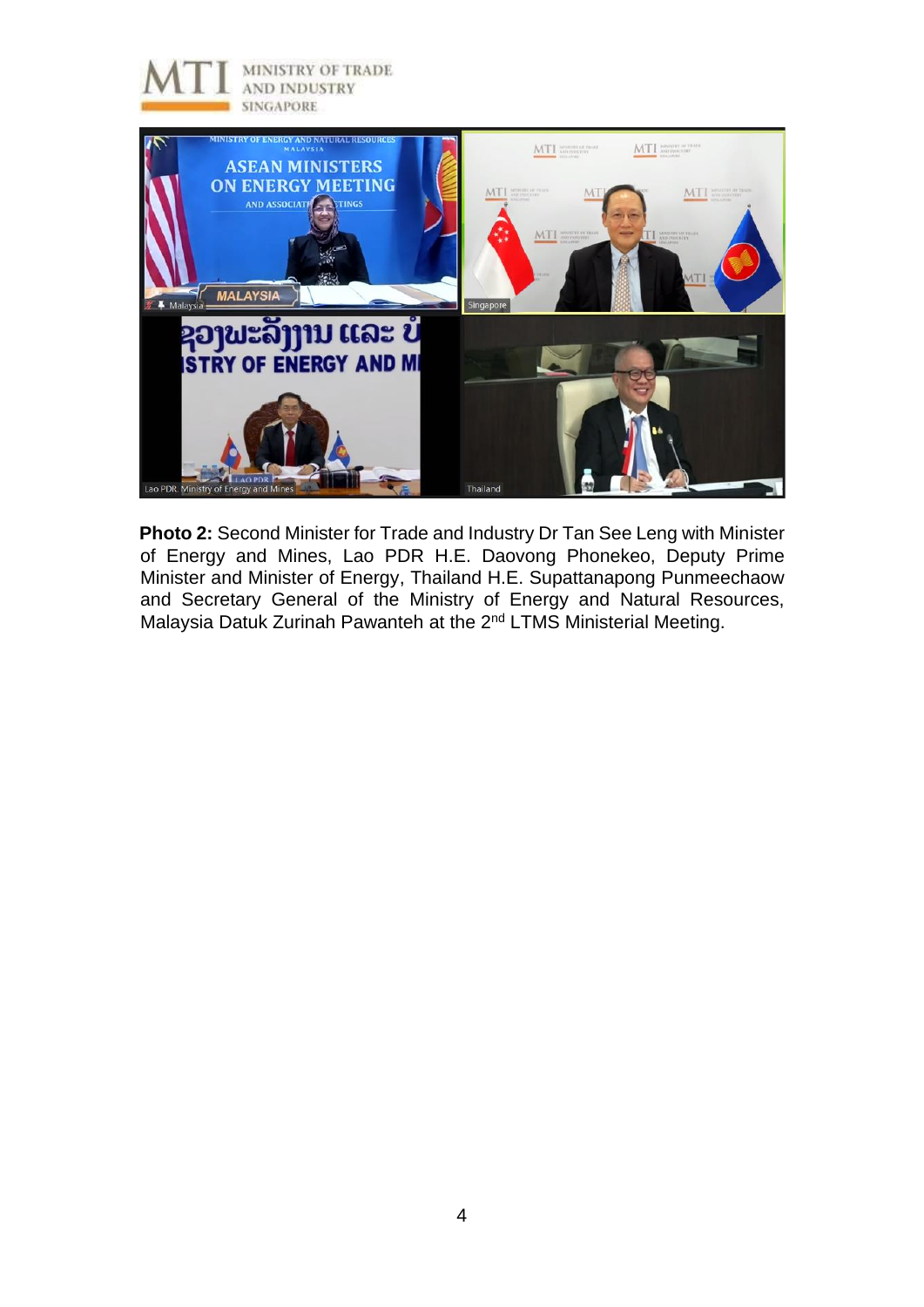**Photo 2:** Second Minister for Trade and Industry Dr Tan See Leng with Minister of Energy and Mines, Lao PDR H.E. Daovong Phonekeo, Deputy Prime Minister and Minister of Energy, Thailand H.E. Supattanapong Punmeechaow and Secretary General of the Ministry of Energy and Natural Resources, Malaysia Datuk Zurinah Pawanteh at the 2nd LTMS Ministerial Meeting.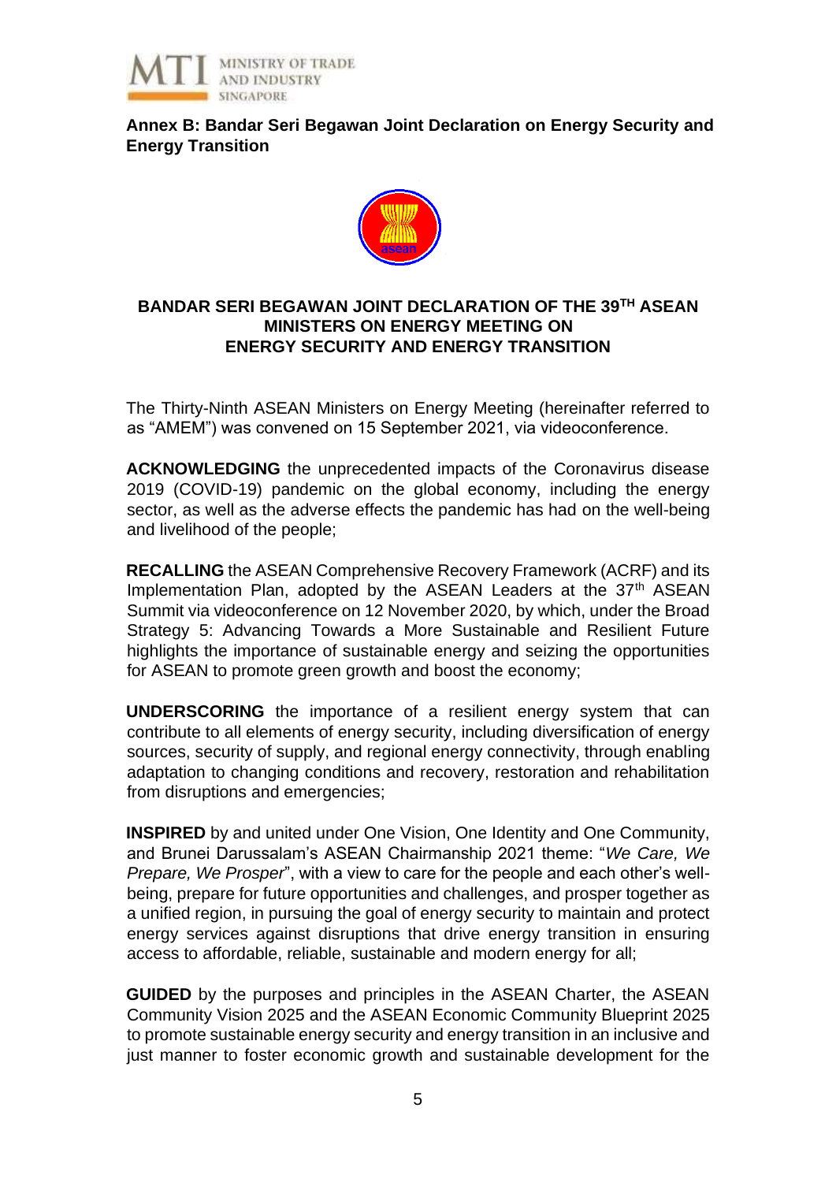**Annex B: Bandar Seri Begawan Joint Declaration on Energy Security and Energy Transition**

## BANDAR SERI BEGAWAN JOINT DECLARATION OF THE 39TH ASEAN MINISTERS ON ENERGY MEETING ON ENERGY SECURITY AND ENERGY TRANSITION

The Thirty-Ninth ASEAN Ministers on Energy Meeting (hereinafter referred to as "AMEM") was convened on 15 September 2021, via videoconference.

**ACKNOWLEDGING** the unprecedented impacts of the Coronavirus disease 2019 (COVID-19) pandemic on the global economy, including the energy sector, as well as the adverse effects the pandemic has had on the well-being and livelihood of the people;

**RECALLING** the ASEAN Comprehensive Recovery Framework (ACRF) and its Implementation Plan, adopted by the ASEAN Leaders at the 37th ASEAN Summit via videoconference on 12 November 2020, by which, under the Broad Strategy 5: Advancing Towards a More Sustainable and Resilient Future highlights the importance of sustainable energy and seizing the opportunities for ASEAN to promote green growth and boost the economy;

**UNDERSCORING** the importance of a resilient energy system that can contribute to all elements of energy security, including diversification of energy sources, security of supply, and regional energy connectivity, through enabling adaptation to changing conditions and recovery, restoration and rehabilitation from disruptions and emergencies;

**INSPIRED** by and united under One Vision, One Identity and One Community, and Brunei Darussalam's ASEAN Chairmanship 2021 theme: "*We Care, We Prepare, We Prosper*", with a view to care for the people and each other's well-being, prepare for future opportunities and challenges, and prosper together as a unified region, in pursuing the goal of energy security to maintain and protect energy services against disruptions that drive energy transition in ensuring access to affordable, reliable, sustainable and modern energy for all;

**GUIDED** by the purposes and principles in the ASEAN Charter, the ASEAN Community Vision 2025 and the ASEAN Economic Community Blueprint 2025 to promote sustainable energy security and energy transition in an inclusive and just manner to foster economic growth and sustainable development for the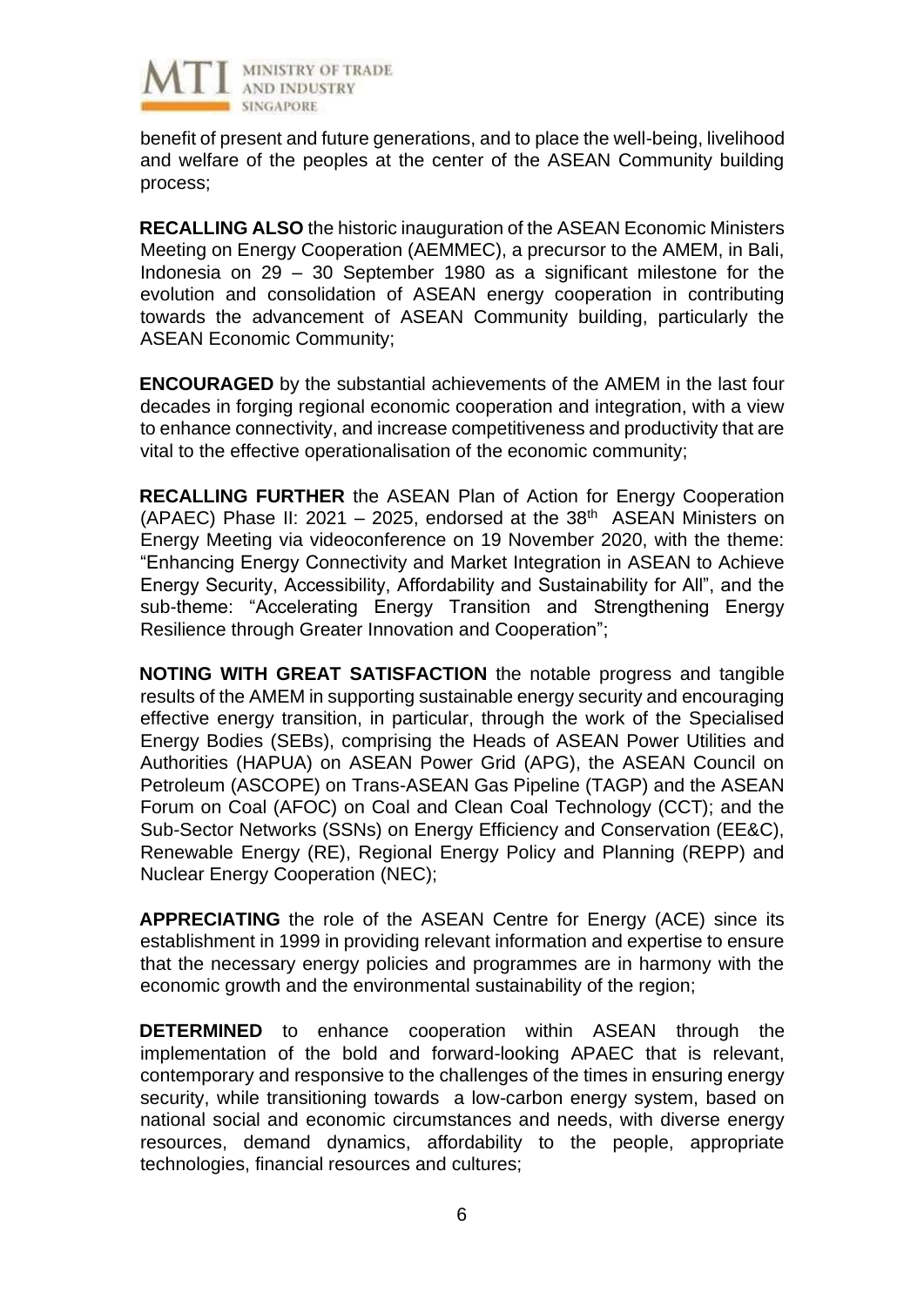benefit of present and future generations, and to place the well-being, livelihood and welfare of the peoples at the center of the ASEAN Community building process;

**RECALLING ALSO** the historic inauguration of the ASEAN Economic Ministers Meeting on Energy Cooperation (AEMMEC), a precursor to the AMEM, in Bali, Indonesia on 29 – 30 September 1980 as a significant milestone for the evolution and consolidation of ASEAN energy cooperation in contributing towards the advancement of ASEAN Community building, particularly the ASEAN Economic Community;

**ENCOURAGED** by the substantial achievements of the AMEM in the last four decades in forging regional economic cooperation and integration, with a view to enhance connectivity, and increase competitiveness and productivity that are vital to the effective operationalisation of the economic community;

**RECALLING FURTHER** the ASEAN Plan of Action for Energy Cooperation (APAEC) Phase II: 2021 – 2025, endorsed at the 38th ASEAN Ministers on Energy Meeting via videoconference on 19 November 2020, with the theme: "Enhancing Energy Connectivity and Market Integration in ASEAN to Achieve Energy Security, Accessibility, Affordability and Sustainability for All", and the sub-theme: "Accelerating Energy Transition and Strengthening Energy Resilience through Greater Innovation and Cooperation";

**NOTING WITH GREAT SATISFACTION** the notable progress and tangible results of the AMEM in supporting sustainable energy security and encouraging effective energy transition, in particular, through the work of the Specialised Energy Bodies (SEBs), comprising the Heads of ASEAN Power Utilities and Authorities (HAPUA) on ASEAN Power Grid (APG), the ASEAN Council on Petroleum (ASCOPE) on Trans-ASEAN Gas Pipeline (TAGP) and the ASEAN Forum on Coal (AFOC) on Coal and Clean Coal Technology (CCT); and the Sub-Sector Networks (SSNs) on Energy Efficiency and Conservation (EE&C), Renewable Energy (RE), Regional Energy Policy and Planning (REPP) and Nuclear Energy Cooperation (NEC);

**APPRECIATING** the role of the ASEAN Centre for Energy (ACE) since its establishment in 1999 in providing relevant information and expertise to ensure that the necessary energy policies and programmes are in harmony with the economic growth and the environmental sustainability of the region;

**DETERMINED** to enhance cooperation within ASEAN through the implementation of the bold and forward-looking APAEC that is relevant, contemporary and responsive to the challenges of the times in ensuring energy security, while transitioning towards a low-carbon energy system, based on national social and economic circumstances and needs, with diverse energy resources, demand dynamics, affordability to the people, appropriate technologies, financial resources and cultures;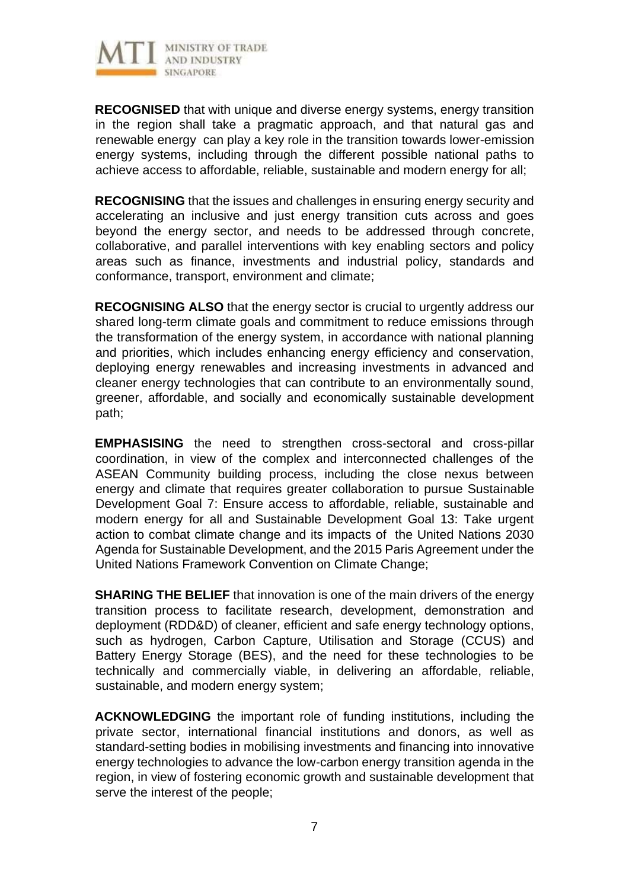**RECOGNISED** that with unique and diverse energy systems, energy transition in the region shall take a pragmatic approach, and that natural gas and renewable energy can play a key role in the transition towards lower-emission energy systems, including through the different possible national paths to achieve access to affordable, reliable, sustainable and modern energy for all;

**RECOGNISING** that the issues and challenges in ensuring energy security and accelerating an inclusive and just energy transition cuts across and goes beyond the energy sector, and needs to be addressed through concrete, collaborative, and parallel interventions with key enabling sectors and policy areas such as finance, investments and industrial policy, standards and conformance, transport, environment and climate;

**RECOGNISING ALSO** that the energy sector is crucial to urgently address our shared long-term climate goals and commitment to reduce emissions through the transformation of the energy system, in accordance with national planning and priorities, which includes enhancing energy efficiency and conservation, deploying energy renewables and increasing investments in advanced and cleaner energy technologies that can contribute to an environmentally sound, greener, affordable, and socially and economically sustainable development path;

**EMPHASISING** the need to strengthen cross-sectoral and cross-pillar coordination, in view of the complex and interconnected challenges of the ASEAN Community building process, including the close nexus between energy and climate that requires greater collaboration to pursue Sustainable Development Goal 7: Ensure access to affordable, reliable, sustainable and modern energy for all and Sustainable Development Goal 13: Take urgent action to combat climate change and its impacts of the United Nations 2030 Agenda for Sustainable Development, and the 2015 Paris Agreement under the United Nations Framework Convention on Climate Change;

**SHARING THE BELIEF** that innovation is one of the main drivers of the energy transition process to facilitate research, development, demonstration and deployment (RDD&D) of cleaner, efficient and safe energy technology options, such as hydrogen, Carbon Capture, Utilisation and Storage (CCUS) and Battery Energy Storage (BES), and the need for these technologies to be technically and commercially viable, in delivering an affordable, reliable, sustainable, and modern energy system;

**ACKNOWLEDGING** the important role of funding institutions, including the private sector, international financial institutions and donors, as well as standard-setting bodies in mobilising investments and financing into innovative energy technologies to advance the low-carbon energy transition agenda in the region, in view of fostering economic growth and sustainable development that serve the interest of the people;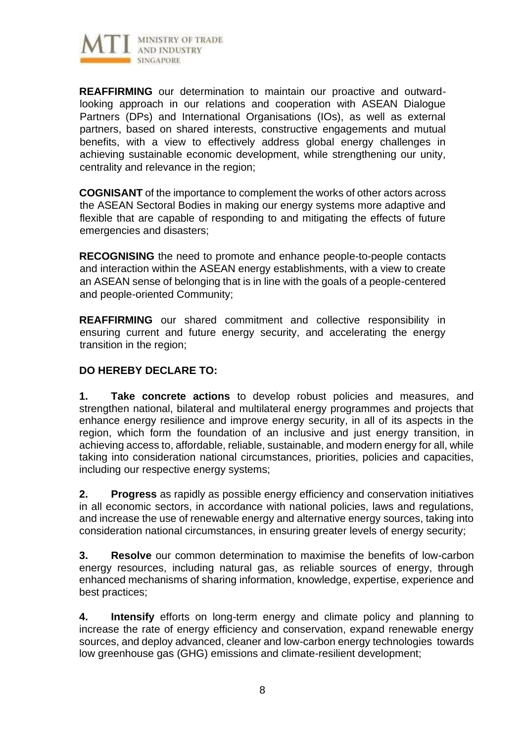**REAFFIRMING** our determination to maintain our proactive and outward-looking approach in our relations and cooperation with ASEAN Dialogue Partners (DPs) and International Organisations (IOs), as well as external partners, based on shared interests, constructive engagements and mutual benefits, with a view to effectively address global energy challenges in achieving sustainable economic development, while strengthening our unity, centrality and relevance in the region;

**COGNISANT** of the importance to complement the works of other actors across the ASEAN Sectoral Bodies in making our energy systems more adaptive and flexible that are capable of responding to and mitigating the effects of future emergencies and disasters;

**RECOGNISING** the need to promote and enhance people-to-people contacts and interaction within the ASEAN energy establishments, with a view to create an ASEAN sense of belonging that is in line with the goals of a people-centered and people-oriented Community;

**REAFFIRMING** our shared commitment and collective responsibility in ensuring current and future energy security, and accelerating the energy transition in the region;

**DO HEREBY DECLARE TO:**

**1. Take concrete actions** to develop robust policies and measures, and strengthen national, bilateral and multilateral energy programmes and projects that enhance energy resilience and improve energy security, in all of its aspects in the region, which form the foundation of an inclusive and just energy transition, in achieving access to, affordable, reliable, sustainable, and modern energy for all, while taking into consideration national circumstances, priorities, policies and capacities, including our respective energy systems;

**2. Progress** as rapidly as possible energy efficiency and conservation initiatives in all economic sectors, in accordance with national policies, laws and regulations, and increase the use of renewable energy and alternative energy sources, taking into consideration national circumstances, in ensuring greater levels of energy security;

**3. Resolve** our common determination to maximise the benefits of low-carbon energy resources, including natural gas, as reliable sources of energy, through enhanced mechanisms of sharing information, knowledge, expertise, experience and best practices;

**4. Intensify** efforts on long-term energy and climate policy and planning to increase the rate of energy efficiency and conservation, expand renewable energy sources, and deploy advanced, cleaner and low-carbon energy technologies towards low greenhouse gas (GHG) emissions and climate-resilient development;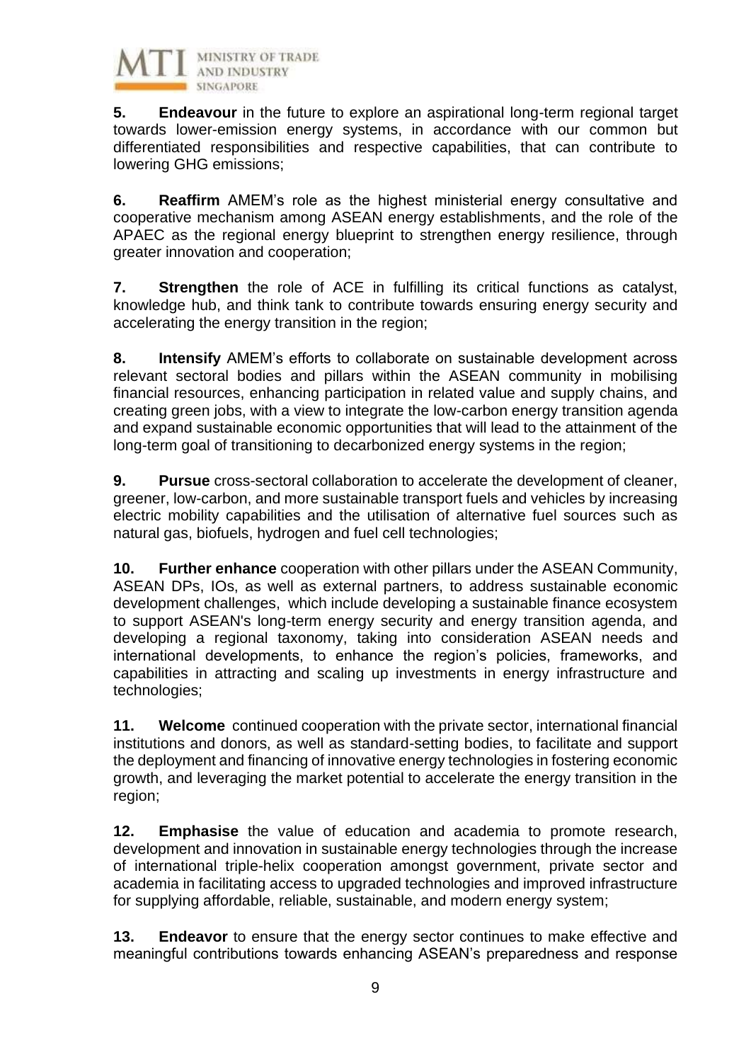**5. Endeavour** in the future to explore an aspirational long-term regional target towards lower-emission energy systems, in accordance with our common but differentiated responsibilities and respective capabilities, that can contribute to lowering GHG emissions;

**6. Reaffirm** AMEM's role as the highest ministerial energy consultative and cooperative mechanism among ASEAN energy establishments, and the role of the APAEC as the regional energy blueprint to strengthen energy resilience, through greater innovation and cooperation;

**7. Strengthen** the role of ACE in fulfilling its critical functions as catalyst, knowledge hub, and think tank to contribute towards ensuring energy security and accelerating the energy transition in the region;

**8. Intensify** AMEM's efforts to collaborate on sustainable development across relevant sectoral bodies and pillars within the ASEAN community in mobilising financial resources, enhancing participation in related value and supply chains, and creating green jobs, with a view to integrate the low-carbon energy transition agenda and expand sustainable economic opportunities that will lead to the attainment of the long-term goal of transitioning to decarbonized energy systems in the region;

**9. Pursue** cross-sectoral collaboration to accelerate the development of cleaner, greener, low-carbon, and more sustainable transport fuels and vehicles by increasing electric mobility capabilities and the utilisation of alternative fuel sources such as natural gas, biofuels, hydrogen and fuel cell technologies;

**10. Further enhance** cooperation with other pillars under the ASEAN Community, ASEAN DPs, IOs, as well as external partners, to address sustainable economic development challenges, which include developing a sustainable finance ecosystem to support ASEAN's long-term energy security and energy transition agenda, and developing a regional taxonomy, taking into consideration ASEAN needs and international developments, to enhance the region's policies, frameworks, and capabilities in attracting and scaling up investments in energy infrastructure and technologies;

**11. Welcome** continued cooperation with the private sector, international financial institutions and donors, as well as standard-setting bodies, to facilitate and support the deployment and financing of innovative energy technologies in fostering economic growth, and leveraging the market potential to accelerate the energy transition in the region;

**12. Emphasise** the value of education and academia to promote research, development and innovation in sustainable energy technologies through the increase of international triple-helix cooperation amongst government, private sector and academia in facilitating access to upgraded technologies and improved infrastructure for supplying affordable, reliable, sustainable, and modern energy system;

**13. Endeavor** to ensure that the energy sector continues to make effective and meaningful contributions towards enhancing ASEAN's preparedness and response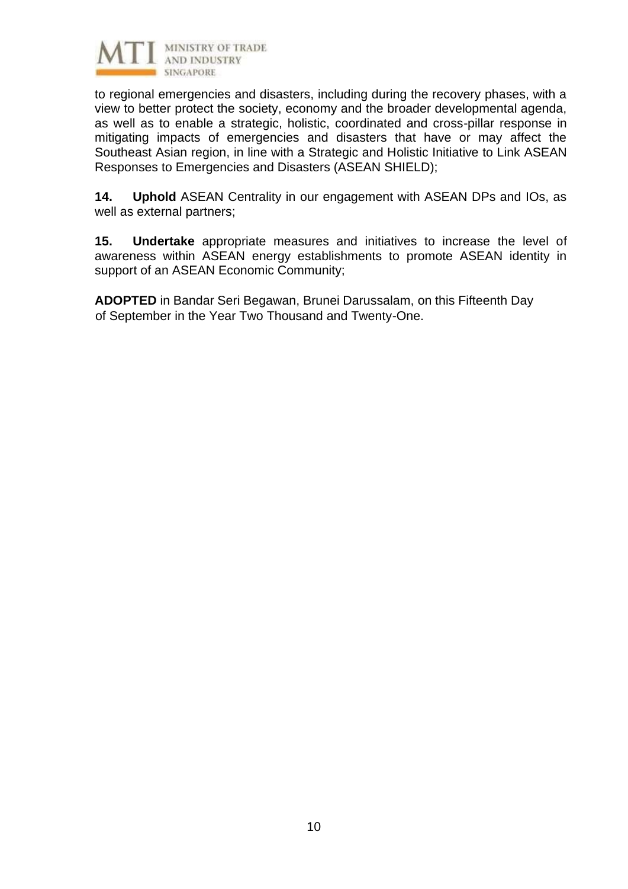to regional emergencies and disasters, including during the recovery phases, with a view to better protect the society, economy and the broader developmental agenda, as well as to enable a strategic, holistic, coordinated and cross-pillar response in mitigating impacts of emergencies and disasters that have or may affect the Southeast Asian region, in line with a Strategic and Holistic Initiative to Link ASEAN Responses to Emergencies and Disasters (ASEAN SHIELD);

**14. Uphold** ASEAN Centrality in our engagement with ASEAN DPs and IOs, as well as external partners;

**15. Undertake** appropriate measures and initiatives to increase the level of awareness within ASEAN energy establishments to promote ASEAN identity in support of an ASEAN Economic Community;

**ADOPTED** in Bandar Seri Begawan, Brunei Darussalam, on this Fifteenth Day of September in the Year Two Thousand and Twenty-One.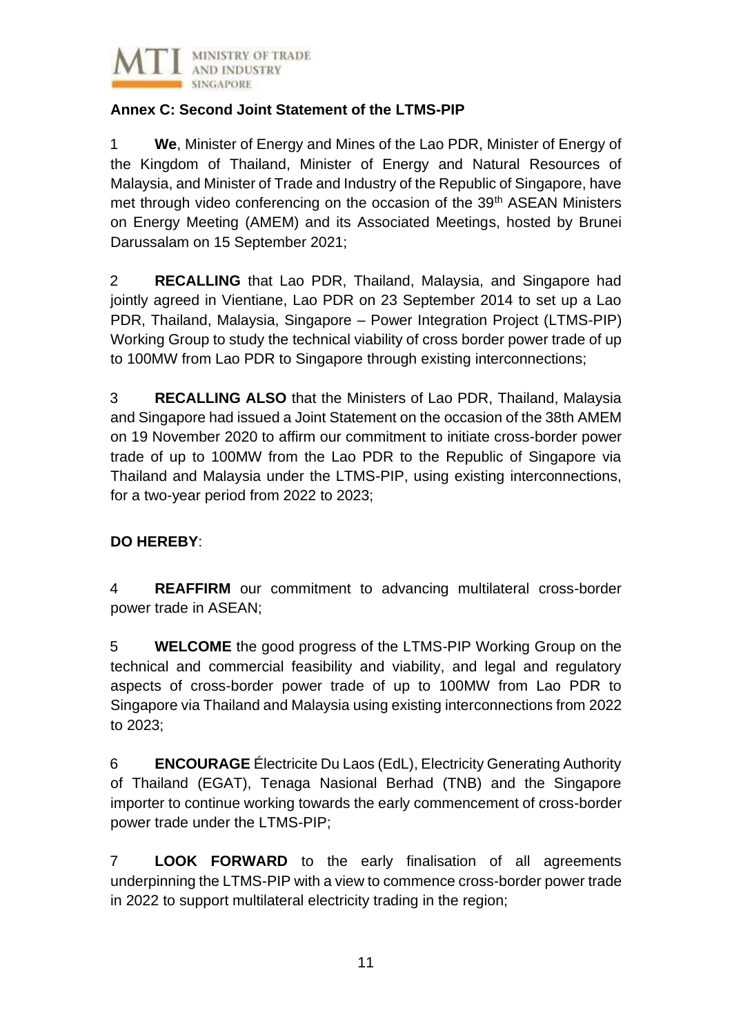**Annex C: Second Joint Statement of the LTMS-PIP**

1 **We**, Minister of Energy and Mines of the Lao PDR, Minister of Energy of the Kingdom of Thailand, Minister of Energy and Natural Resources of Malaysia, and Minister of Trade and Industry of the Republic of Singapore, have met through video conferencing on the occasion of the 39th ASEAN Ministers on Energy Meeting (AMEM) and its Associated Meetings, hosted by Brunei Darussalam on 15 September 2021;

2 **RECALLING** that Lao PDR, Thailand, Malaysia, and Singapore had jointly agreed in Vientiane, Lao PDR on 23 September 2014 to set up a Lao PDR, Thailand, Malaysia, Singapore – Power Integration Project (LTMS-PIP) Working Group to study the technical viability of cross border power trade of up to 100MW from Lao PDR to Singapore through existing interconnections;

3 **RECALLING ALSO** that the Ministers of Lao PDR, Thailand, Malaysia and Singapore had issued a Joint Statement on the occasion of the 38th AMEM on 19 November 2020 to affirm our commitment to initiate cross-border power trade of up to 100MW from the Lao PDR to the Republic of Singapore via Thailand and Malaysia under the LTMS-PIP, using existing interconnections, for a two-year period from 2022 to 2023;

**DO HEREBY**:

4 **REAFFIRM** our commitment to advancing multilateral cross-border power trade in ASEAN;

5 **WELCOME** the good progress of the LTMS-PIP Working Group on the technical and commercial feasibility and viability, and legal and regulatory aspects of cross-border power trade of up to 100MW from Lao PDR to Singapore via Thailand and Malaysia using existing interconnections from 2022 to 2023;

6 **ENCOURAGE** Électricite Du Laos (EdL), Electricity Generating Authority of Thailand (EGAT), Tenaga Nasional Berhad (TNB) and the Singapore importer to continue working towards the early commencement of cross-border power trade under the LTMS-PIP;

7 **LOOK FORWARD** to the early finalisation of all agreements underpinning the LTMS-PIP with a view to commence cross-border power trade in 2022 to support multilateral electricity trading in the region;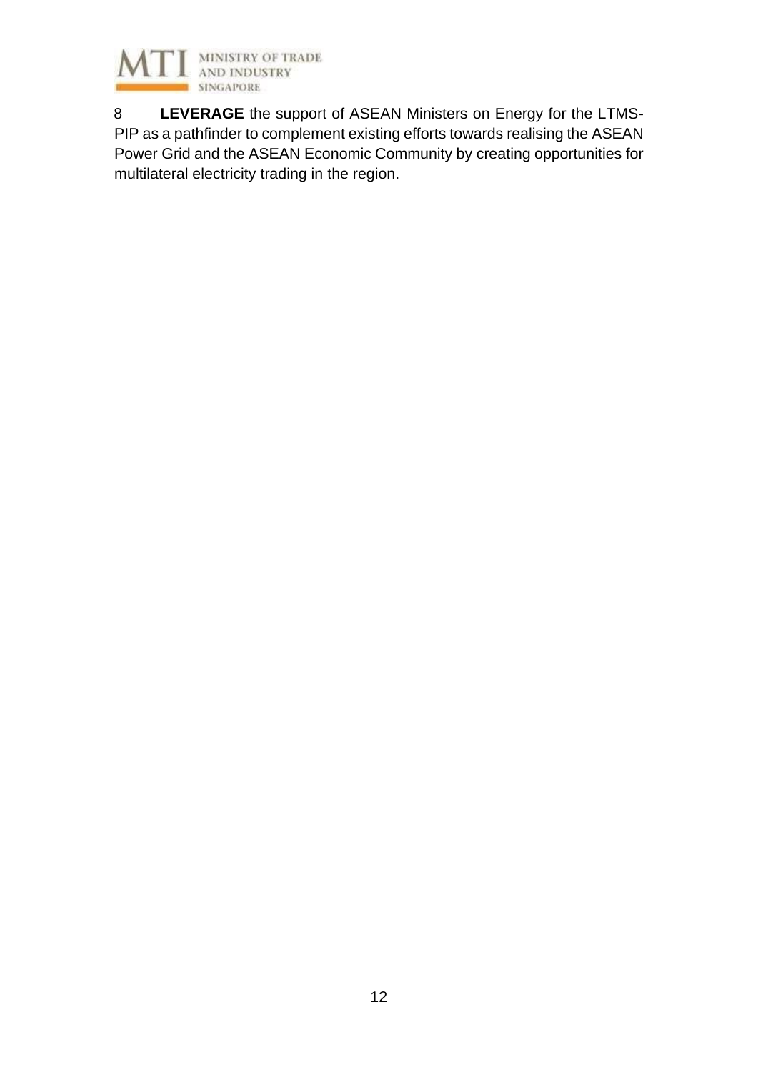8 **LEVERAGE** the support of ASEAN Ministers on Energy for the LTMS-PIP as a pathfinder to complement existing efforts towards realising the ASEAN Power Grid and the ASEAN Economic Community by creating opportunities for multilateral electricity trading in the region.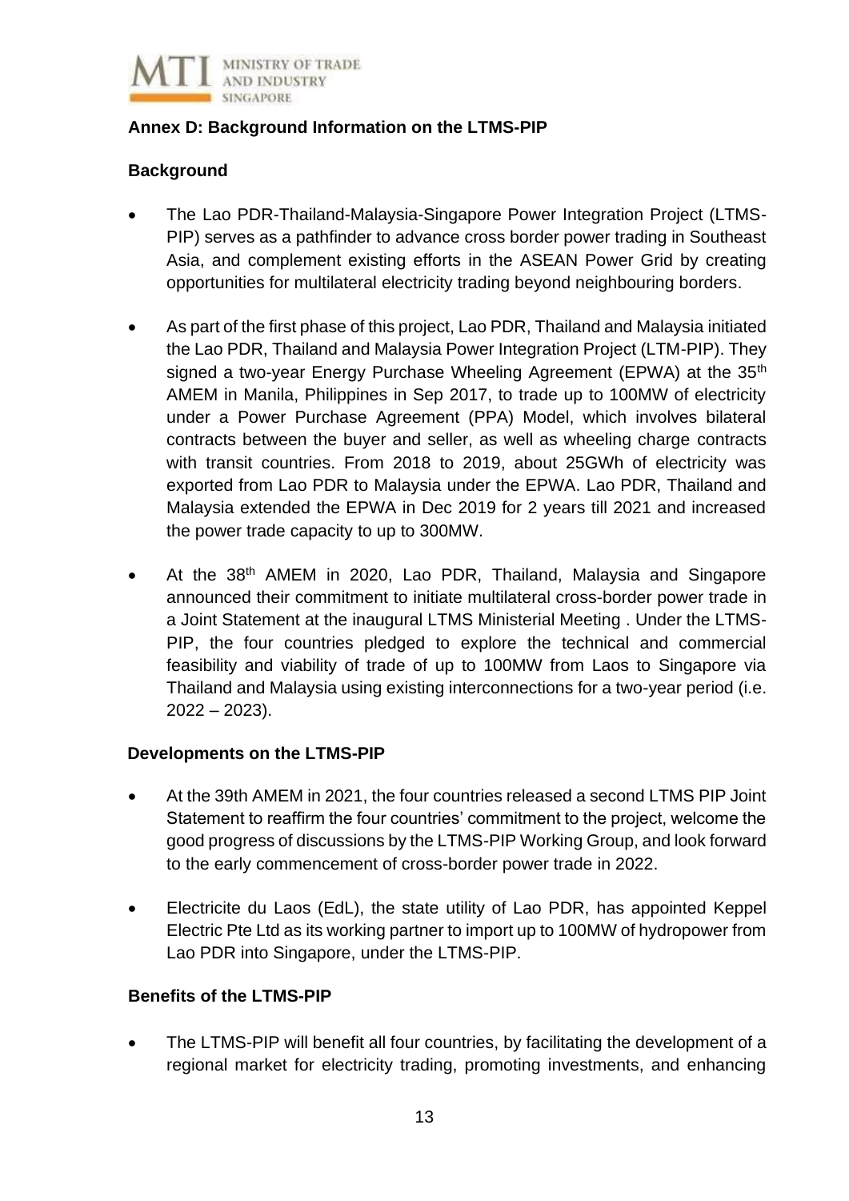## Annex D: Background Information on the LTMS-PIP

### Background

- The Lao PDR-Thailand-Malaysia-Singapore Power Integration Project (LTMS-PIP) serves as a pathfinder to advance cross border power trading in Southeast Asia, and complement existing efforts in the ASEAN Power Grid by creating opportunities for multilateral electricity trading beyond neighbouring borders.

- As part of the first phase of this project, Lao PDR, Thailand and Malaysia initiated the Lao PDR, Thailand and Malaysia Power Integration Project (LTM-PIP). They signed a two-year Energy Purchase Wheeling Agreement (EPWA) at the 35th AMEM in Manila, Philippines in Sep 2017, to trade up to 100MW of electricity under a Power Purchase Agreement (PPA) Model, which involves bilateral contracts between the buyer and seller, as well as wheeling charge contracts with transit countries. From 2018 to 2019, about 25GWh of electricity was exported from Lao PDR to Malaysia under the EPWA. Lao PDR, Thailand and Malaysia extended the EPWA in Dec 2019 for 2 years till 2021 and increased the power trade capacity to up to 300MW.

- At the 38th AMEM in 2020, Lao PDR, Thailand, Malaysia and Singapore announced their commitment to initiate multilateral cross-border power trade in a Joint Statement at the inaugural LTMS Ministerial Meeting . Under the LTMS-PIP, the four countries pledged to explore the technical and commercial feasibility and viability of trade of up to 100MW from Laos to Singapore via Thailand and Malaysia using existing interconnections for a two-year period (i.e. 2022 – 2023).

### Developments on the LTMS-PIP

- At the 39th AMEM in 2021, the four countries released a second LTMS PIP Joint Statement to reaffirm the four countries' commitment to the project, welcome the good progress of discussions by the LTMS-PIP Working Group, and look forward to the early commencement of cross-border power trade in 2022.

- Electricite du Laos (EdL), the state utility of Lao PDR, has appointed Keppel Electric Pte Ltd as its working partner to import up to 100MW of hydropower from Lao PDR into Singapore, under the LTMS-PIP.

### Benefits of the LTMS-PIP

- The LTMS-PIP will benefit all four countries, by facilitating the development of a regional market for electricity trading, promoting investments, and enhancing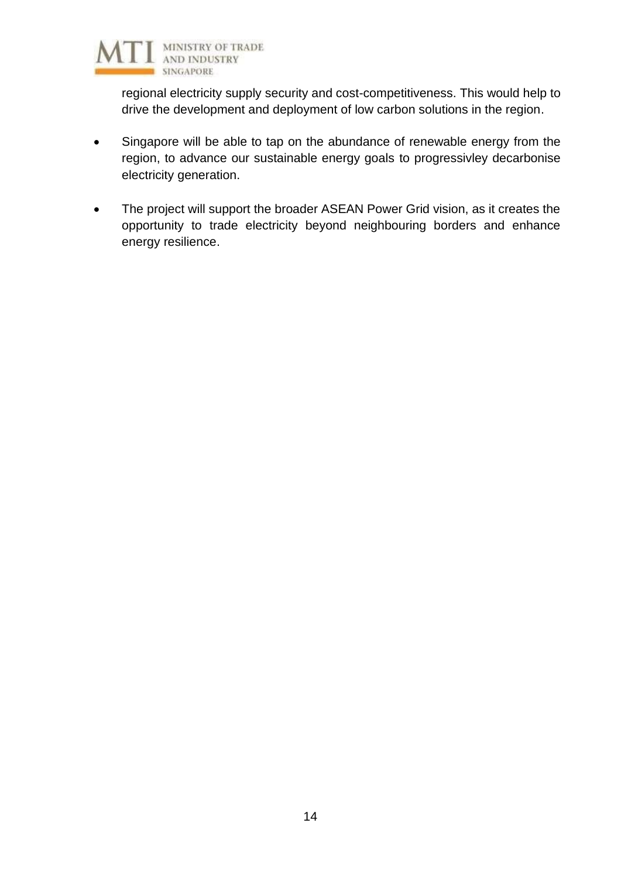regional electricity supply security and cost-competitiveness. This would help to drive the development and deployment of low carbon solutions in the region.

- Singapore will be able to tap on the abundance of renewable energy from the region, to advance our sustainable energy goals to progressivley decarbonise electricity generation.

- The project will support the broader ASEAN Power Grid vision, as it creates the opportunity to trade electricity beyond neighbouring borders and enhance energy resilience.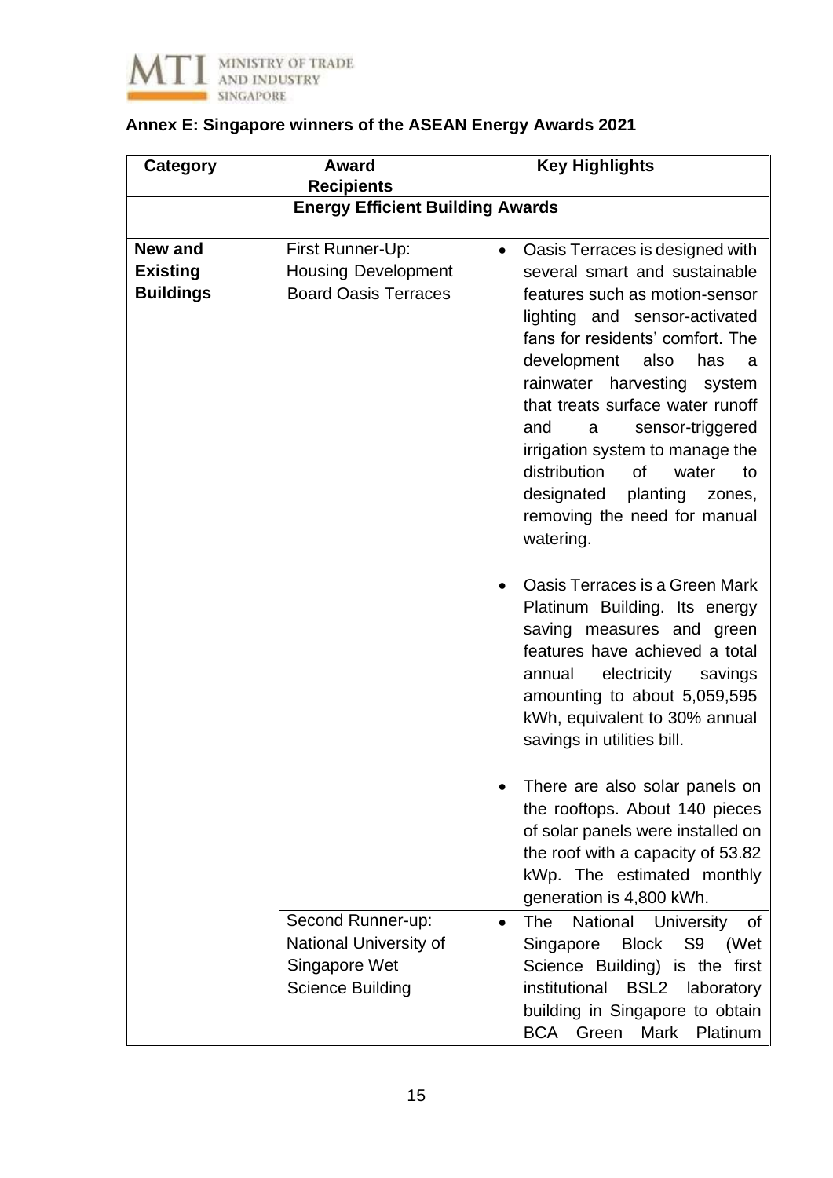## Annex E: Singapore winners of the ASEAN Energy Awards 2021

| Category | Award Recipients | Key Highlights |
|---|---|---|
| **Energy Efficient Building Awards** | | |
| **New and Existing Buildings** | First Runner-Up: Housing Development Board Oasis Terraces | • Oasis Terraces is designed with several smart and sustainable features such as motion-sensor lighting and sensor-activated fans for residents' comfort. The development also has a rainwater harvesting system that treats surface water runoff and a sensor-triggered irrigation system to manage the distribution of water to designated planting zones, removing the need for manual watering.<br><br>• Oasis Terraces is a Green Mark Platinum Building. Its energy saving measures and green features have achieved a total annual electricity savings amounting to about 5,059,595 kWh, equivalent to 30% annual savings in utilities bill.<br><br>• There are also solar panels on the rooftops. About 140 pieces of solar panels were installed on the roof with a capacity of 53.82 kWp. The estimated monthly generation is 4,800 kWh. |
| | Second Runner-up: National University of Singapore Wet Science Building | • The National University of Singapore Block S9 (Wet Science Building) is the first institutional BSL2 laboratory building in Singapore to obtain BCA Green Mark Platinum |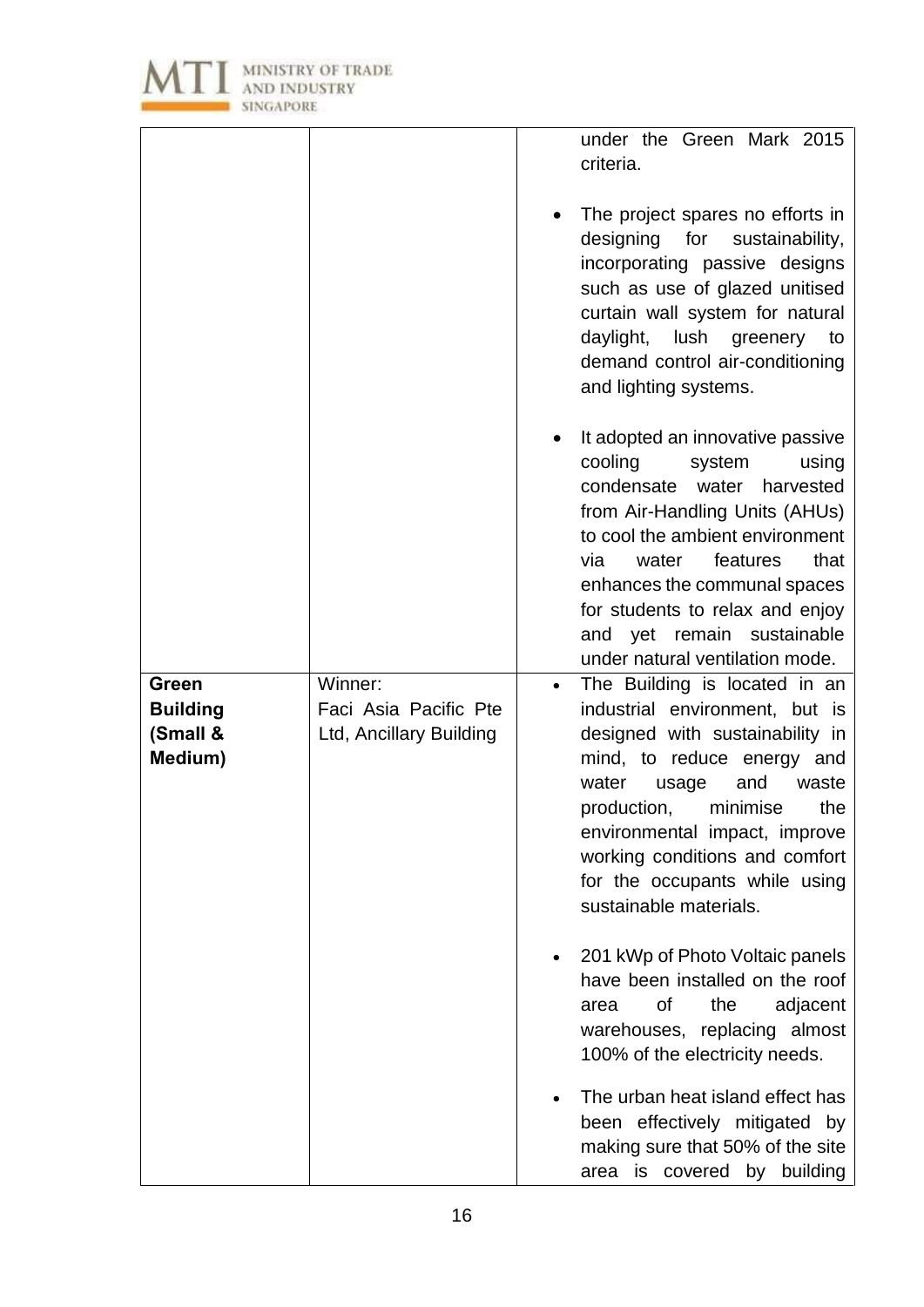| | | |
|---|---|---|
| | | under the Green Mark 2015 criteria.<br><br>• The project spares no efforts in designing for sustainability, incorporating passive designs such as use of glazed unitised curtain wall system for natural daylight, lush greenery to demand control air-conditioning and lighting systems.<br><br>• It adopted an innovative passive cooling system using condensate water harvested from Air-Handling Units (AHUs) to cool the ambient environment via water features that enhances the communal spaces for students to relax and enjoy and yet remain sustainable under natural ventilation mode. |
| **Green Building (Small & Medium)** | Winner:<br>Faci Asia Pacific Pte Ltd, Ancillary Building | • The Building is located in an industrial environment, but is designed with sustainability in mind, to reduce energy and water usage and waste production, minimise the environmental impact, improve working conditions and comfort for the occupants while using sustainable materials.<br><br>• 201 kWp of Photo Voltaic panels have been installed on the roof area of the adjacent warehouses, replacing almost 100% of the electricity needs.<br><br>• The urban heat island effect has been effectively mitigated by making sure that 50% of the site area is covered by building |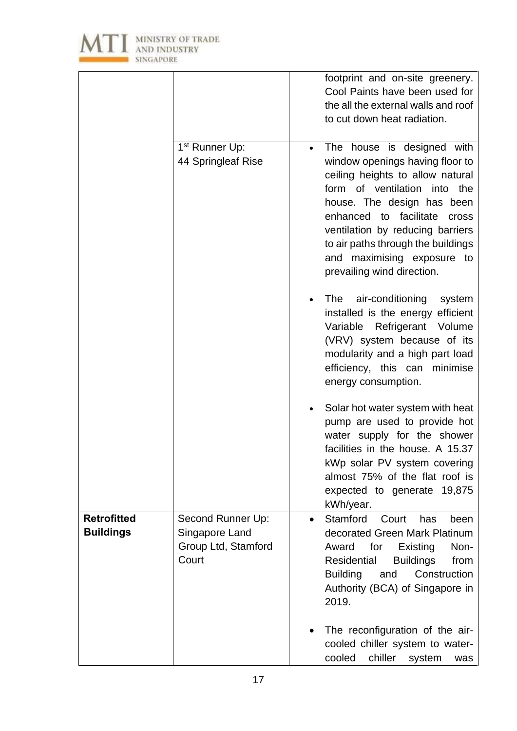| | | |
|---|---|---|
| | | footprint and on-site greenery. Cool Paints have been used for the all the external walls and roof to cut down heat radiation. |
| | 1st Runner Up: 44 Springleaf Rise | • The house is designed with window openings having floor to ceiling heights to allow natural form of ventilation into the house. The design has been enhanced to facilitate cross ventilation by reducing barriers to air paths through the buildings and maximising exposure to prevailing wind direction.<br><br>• The air-conditioning system installed is the energy efficient Variable Refrigerant Volume (VRV) system because of its modularity and a high part load efficiency, this can minimise energy consumption.<br><br>• Solar hot water system with heat pump are used to provide hot water supply for the shower facilities in the house. A 15.37 kWp solar PV system covering almost 75% of the flat roof is expected to generate 19,875 kWh/year. |
| **Retrofitted Buildings** | Second Runner Up: Singapore Land Group Ltd, Stamford Court | • Stamford Court has been decorated Green Mark Platinum Award for Existing Non-Residential Buildings from Building and Construction Authority (BCA) of Singapore in 2019.<br><br>• The reconfiguration of the air-cooled chiller system to water-cooled chiller system was |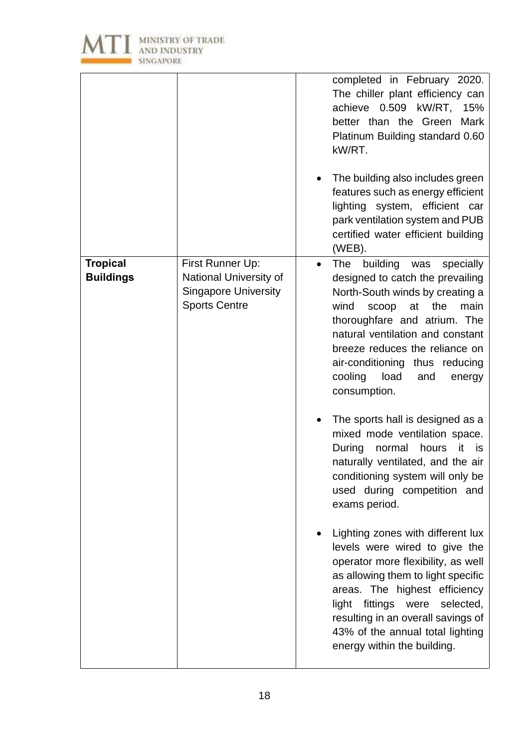| | | |
|---|---|---|
| | | completed in February 2020. The chiller plant efficiency can achieve 0.509 kW/RT, 15% better than the Green Mark Platinum Building standard 0.60 kW/RT.<br><br>• The building also includes green features such as energy efficient lighting system, efficient car park ventilation system and PUB certified water efficient building (WEB). |
| **Tropical Buildings** | First Runner Up: National University of Singapore University Sports Centre | • The building was specially designed to catch the prevailing North-South winds by creating a wind scoop at the main thoroughfare and atrium. The natural ventilation and constant breeze reduces the reliance on air-conditioning thus reducing cooling load and energy consumption.<br><br>• The sports hall is designed as a mixed mode ventilation space. During normal hours it is naturally ventilated, and the air conditioning system will only be used during competition and exams period.<br><br>• Lighting zones with different lux levels were wired to give the operator more flexibility, as well as allowing them to light specific areas. The highest efficiency light fittings were selected, resulting in an overall savings of 43% of the annual total lighting energy within the building. |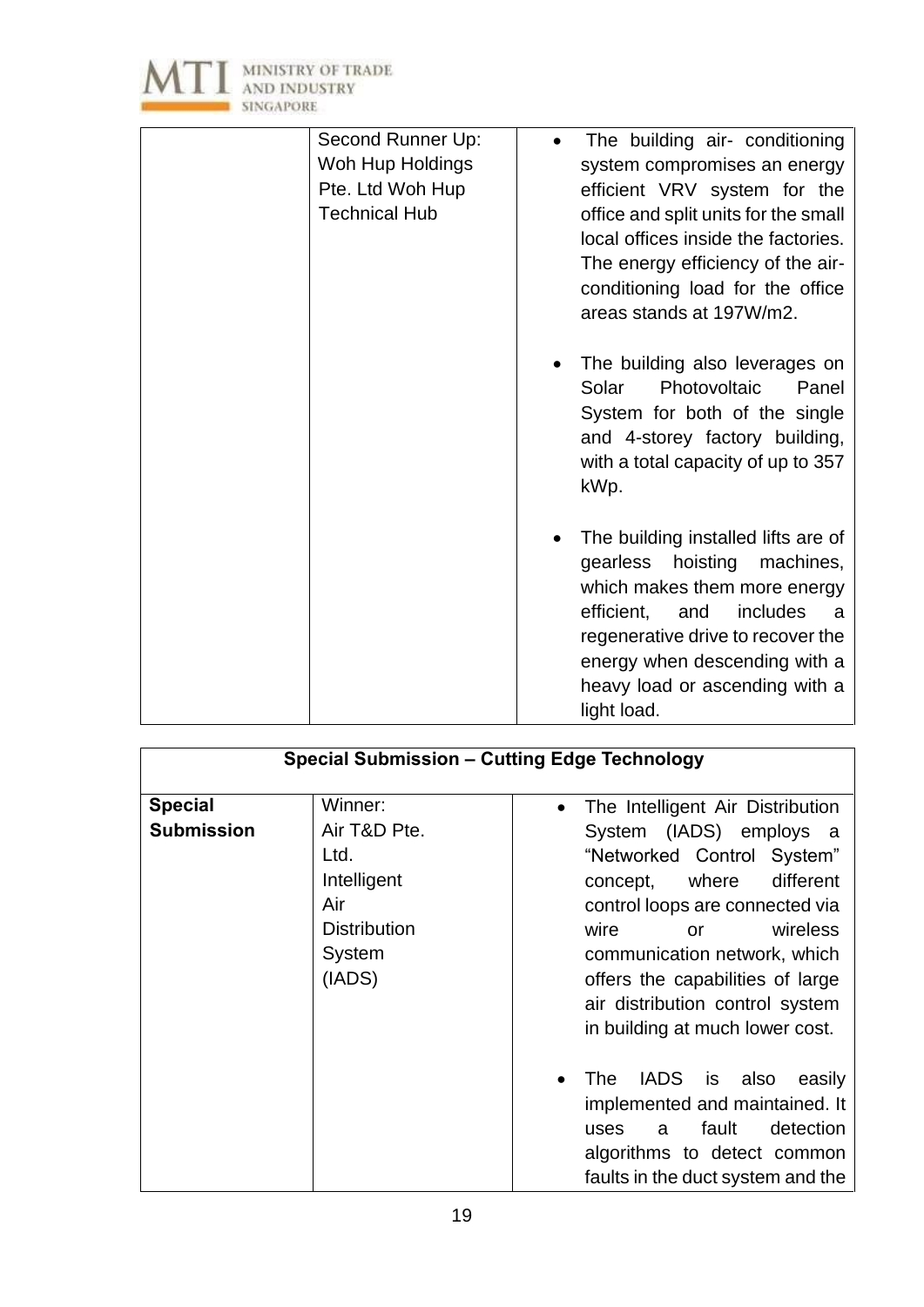| | | |
|---|---|---|
| | Second Runner Up: Woh Hup Holdings Pte. Ltd Woh Hup Technical Hub | • The building air- conditioning system compromises an energy efficient VRV system for the office and split units for the small local offices inside the factories. The energy efficiency of the air-conditioning load for the office areas stands at 197W/m2.<br><br>• The building also leverages on Solar Photovoltaic Panel System for both of the single and 4-storey factory building, with a total capacity of up to 357 kWp.<br><br>• The building installed lifts are of gearless hoisting machines, which makes them more energy efficient, and includes a regenerative drive to recover the energy when descending with a heavy load or ascending with a light load. |

| **Special Submission – Cutting Edge Technology** | | |
|---|---|---|
| **Special Submission** | Winner:<br>Air T&D Pte. Ltd.<br>Intelligent Air Distribution System (IADS) | • The Intelligent Air Distribution System (IADS) employs a "Networked Control System" concept, where different control loops are connected via wire or wireless communication network, which offers the capabilities of large air distribution control system in building at much lower cost.<br><br>• The IADS is also easily implemented and maintained. It uses a fault detection algorithms to detect common faults in the duct system and the |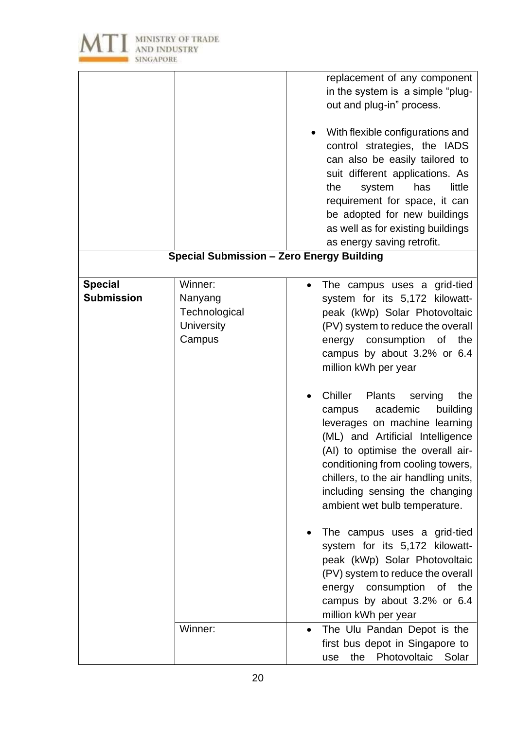| | | |
|---|---|---|
| | | replacement of any component in the system is a simple "plug-out and plug-in" process.<br><br>• With flexible configurations and control strategies, the IADS can also be easily tailored to suit different applications. As the system has little requirement for space, it can be adopted for new buildings as well as for existing buildings as energy saving retrofit. |
| **Special Submission – Zero Energy Building** | | |
| **Special Submission** | Winner: Nanyang Technological University Campus | • The campus uses a grid-tied system for its 5,172 kilowatt-peak (kWp) Solar Photovoltaic (PV) system to reduce the overall energy consumption of the campus by about 3.2% or 6.4 million kWh per year<br><br>• Chiller Plants serving the campus academic building leverages on machine learning (ML) and Artificial Intelligence (AI) to optimise the overall air-conditioning from cooling towers, chillers, to the air handling units, including sensing the changing ambient wet bulb temperature.<br><br>• The campus uses a grid-tied system for its 5,172 kilowatt-peak (kWp) Solar Photovoltaic (PV) system to reduce the overall energy consumption of the campus by about 3.2% or 6.4 million kWh per year |
| | Winner: | • The Ulu Pandan Depot is the first bus depot in Singapore to use the Photovoltaic Solar |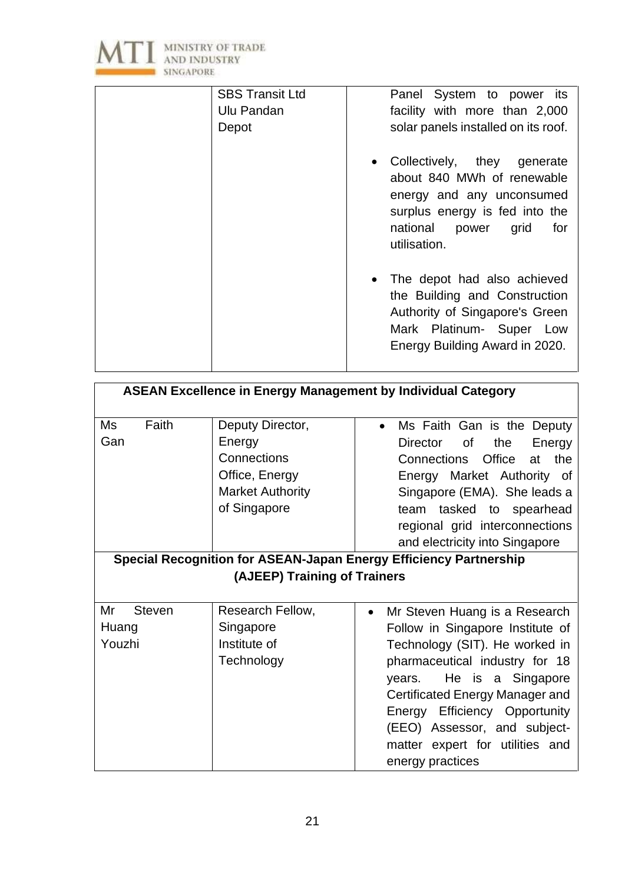| | | |
|---|---|---|
| | SBS Transit Ltd Ulu Pandan Depot | Panel System to power its facility with more than 2,000 solar panels installed on its roof.<br><br>• Collectively, they generate about 840 MWh of renewable energy and any unconsumed surplus energy is fed into the national power grid for utilisation.<br><br>• The depot had also achieved the Building and Construction Authority of Singapore's Green Mark Platinum- Super Low Energy Building Award in 2020. |

| **ASEAN Excellence in Energy Management by Individual Category** | | |
|---|---|---|
| Ms Faith Gan | Deputy Director, Energy Connections Office, Energy Market Authority of Singapore | • Ms Faith Gan is the Deputy Director of the Energy Connections Office at the Energy Market Authority of Singapore (EMA). She leads a team tasked to spearhead regional grid interconnections and electricity into Singapore |
| **Special Recognition for ASEAN-Japan Energy Efficiency Partnership (AJEEP) Training of Trainers** | | |
| Mr Steven Huang Youzhi | Research Fellow, Singapore Institute of Technology | • Mr Steven Huang is a Research Follow in Singapore Institute of Technology (SIT). He worked in pharmaceutical industry for 18 years. He is a Singapore Certificated Energy Manager and Energy Efficiency Opportunity (EEO) Assessor, and subject-matter expert for utilities and energy practices |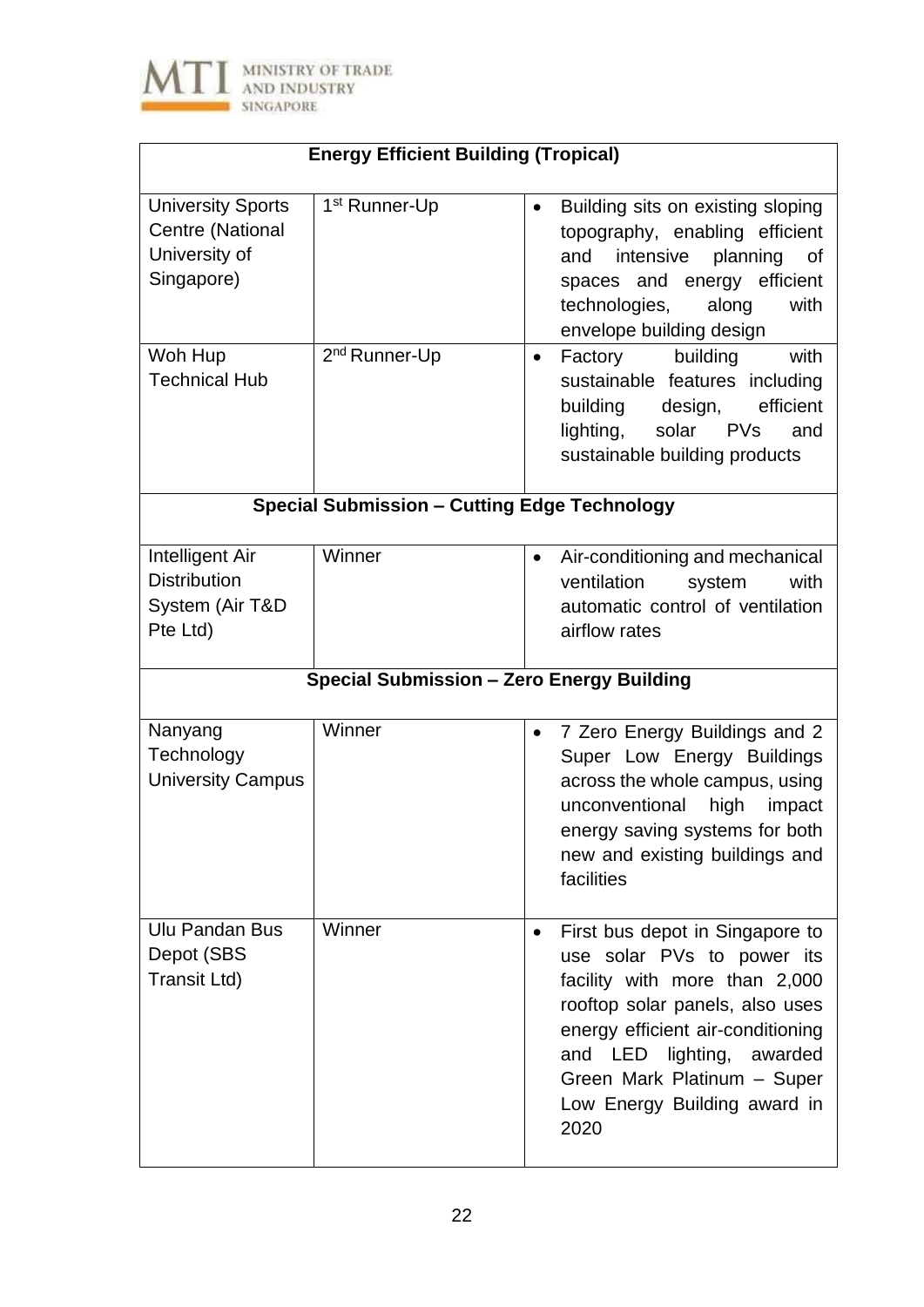| Energy Efficient Building (Tropical) | | |
|---|---|---|
| University Sports Centre (National University of Singapore) | 1st Runner-Up | • Building sits on existing sloping topography, enabling efficient and intensive planning of spaces and energy efficient technologies, along with envelope building design |
| Woh Hup Technical Hub | 2nd Runner-Up | • Factory building with sustainable features including building design, efficient lighting, solar PVs and sustainable building products |
| **Special Submission – Cutting Edge Technology** | | |
| Intelligent Air Distribution System (Air T&D Pte Ltd) | Winner | • Air-conditioning and mechanical ventilation system with automatic control of ventilation airflow rates |
| **Special Submission – Zero Energy Building** | | |
| Nanyang Technology University Campus | Winner | • 7 Zero Energy Buildings and 2 Super Low Energy Buildings across the whole campus, using unconventional high impact energy saving systems for both new and existing buildings and facilities |
| Ulu Pandan Bus Depot (SBS Transit Ltd) | Winner | • First bus depot in Singapore to use solar PVs to power its facility with more than 2,000 rooftop solar panels, also uses energy efficient air-conditioning and LED lighting, awarded Green Mark Platinum – Super Low Energy Building award in 2020 |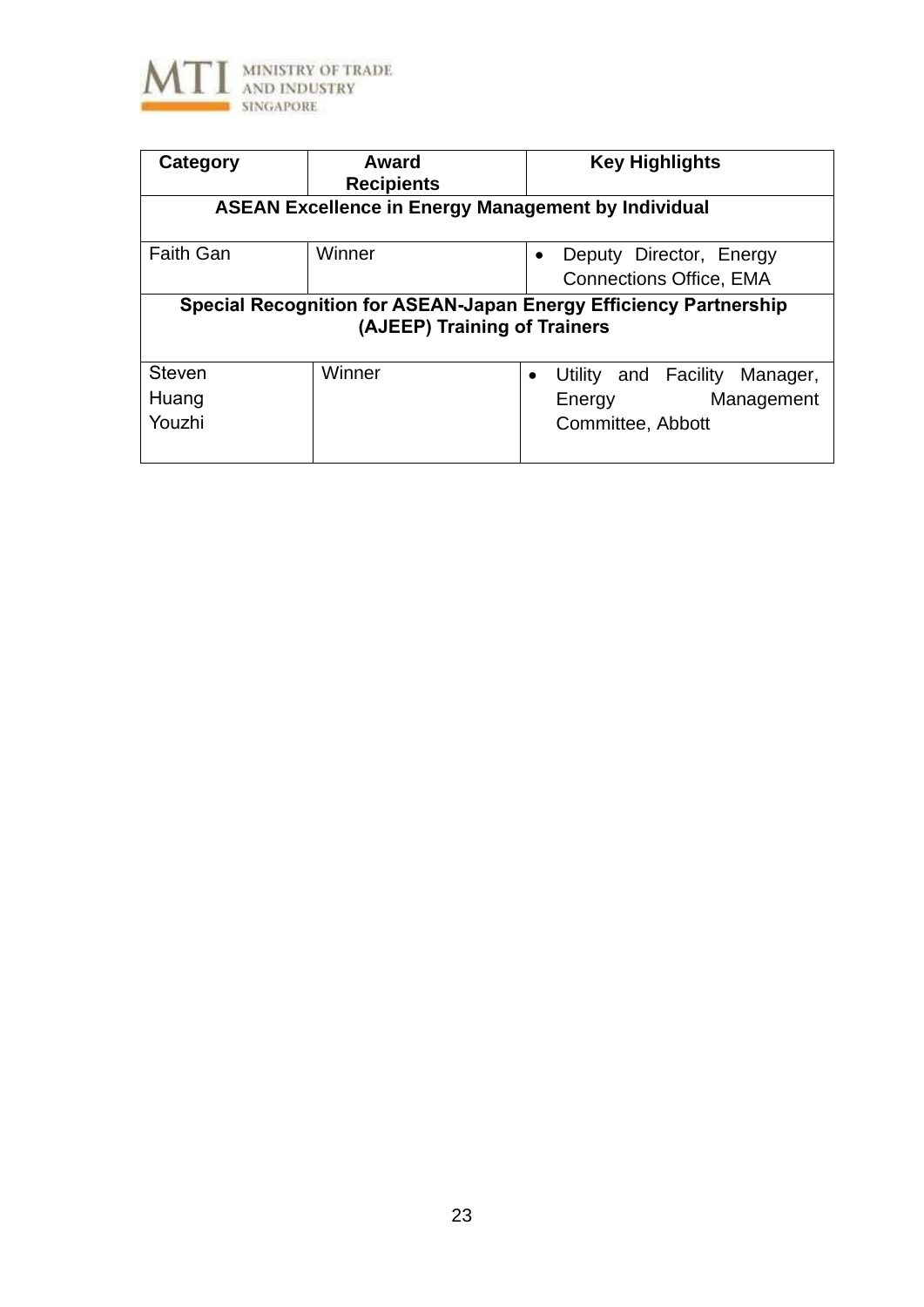| Category | Award Recipients | Key Highlights |
|---|---|---|
| **ASEAN Excellence in Energy Management by Individual** | | |
| Faith Gan | Winner | • Deputy Director, Energy Connections Office, EMA |
| **Special Recognition for ASEAN-Japan Energy Efficiency Partnership (AJEEP) Training of Trainers** | | |
| Steven Huang Youzhi | Winner | • Utility and Facility Manager, Energy Management Committee, Abbott |